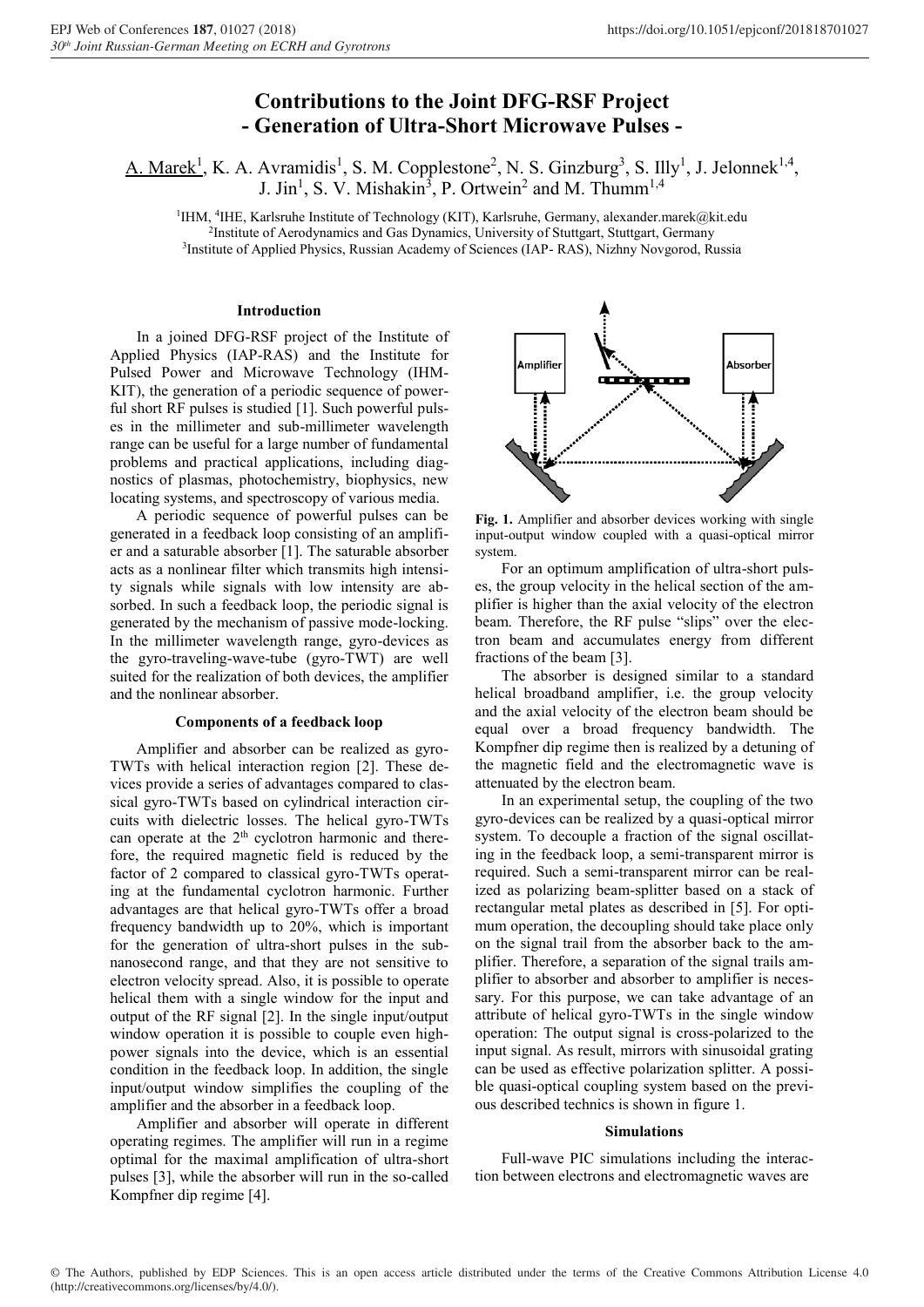# Contributions to the Joint DFG-RSF Project - Generation of Ultra-Short Microwave Pulses -

A. Marek[1], K. A. Avramidis[1], S. M. Copplestone[2], N. S. Ginzburg[3], S. Illy[1], J. Jelonnek[1,4], J. Jin[1], S. V. Mishakin[3], P. Ortwein[2] and M. Thumm[1,4]

[1]IHM, [4]IHE, Karlsruhe Institute of Technology (KIT), Karlsruhe, Germany, alexander.marek@kit.edu
[2]Institute of Aerodynamics and Gas Dynamics, University of Stuttgart, Stuttgart, Germany
[3]Institute of Applied Physics, Russian Academy of Sciences (IAP- RAS), Nizhny Novgorod, Russia

## Introduction

In a joined DFG-RSF project of the Institute of Applied Physics (IAP-RAS) and the Institute for Pulsed Power and Microwave Technology (IHM-KIT), the generation of a periodic sequence of powerful short RF pulses is studied [1]. Such powerful pulses in the millimeter and sub-millimeter wavelength range can be useful for a large number of fundamental problems and practical applications, including diagnostics of plasmas, photochemistry, biophysics, new locating systems, and spectroscopy of various media.

A periodic sequence of powerful pulses can be generated in a feedback loop consisting of an amplifier and a saturable absorber [1]. The saturable absorber acts as a nonlinear filter which transmits high intensity signals while signals with low intensity are absorbed. In such a feedback loop, the periodic signal is generated by the mechanism of passive mode-locking. In the millimeter wavelength range, gyro-devices as the gyro-traveling-wave-tube (gyro-TWT) are well suited for the realization of both devices, the amplifier and the nonlinear absorber.

## Components of a feedback loop

Amplifier and absorber can be realized as gyro-TWTs with helical interaction region [2]. These devices provide a series of advantages compared to classical gyro-TWTs based on cylindrical interaction circuits with dielectric losses. The helical gyro-TWTs can operate at the 2[th] cyclotron harmonic and therefore, the required magnetic field is reduced by the factor of 2 compared to classical gyro-TWTs operating at the fundamental cyclotron harmonic. Further advantages are that helical gyro-TWTs offer a broad frequency bandwidth up to 20%, which is important for the generation of ultra-short pulses in the sub-nanosecond range, and that they are not sensitive to electron velocity spread. Also, it is possible to operate helical them with a single window for the input and output of the RF signal [2]. In the single input/output window operation it is possible to couple even high-power signals into the device, which is an essential condition in the feedback loop. In addition, the single input/output window simplifies the coupling of the amplifier and the absorber in a feedback loop.

Amplifier and absorber will operate in different operating regimes. The amplifier will run in a regime optimal for the maximal amplification of ultra-short pulses [3], while the absorber will run in the so-called Kompfner dip regime [4].

Amplifier

Absorber

**Fig. 1.** Amplifier and absorber devices working with single input-output window coupled with a quasi-optical mirror system.

For an optimum amplification of ultra-short pulses, the group velocity in the helical section of the amplifier is higher than the axial velocity of the electron beam. Therefore, the RF pulse "slips" over the electron beam and accumulates energy from different fractions of the beam [3].

The absorber is designed similar to a standard helical broadband amplifier, i.e. the group velocity and the axial velocity of the electron beam should be equal over a broad frequency bandwidth. The Kompfner dip regime then is realized by a detuning of the magnetic field and the electromagnetic wave is attenuated by the electron beam.

In an experimental setup, the coupling of the two gyro-devices can be realized by a quasi-optical mirror system. To decouple a fraction of the signal oscillating in the feedback loop, a semi-transparent mirror is required. Such a semi-transparent mirror can be realized as polarizing beam-splitter based on a stack of rectangular metal plates as described in [5]. For optimum operation, the decoupling should take place only on the signal trail from the absorber back to the amplifier. Therefore, a separation of the signal trails amplifier to absorber and absorber to amplifier is necessary. For this purpose, we can take advantage of an attribute of helical gyro-TWTs in the single window operation: The output signal is cross-polarized to the input signal. As result, mirrors with sinusoidal grating can be used as effective polarization splitter. A possible quasi-optical coupling system based on the previous described technics is shown in figure 1.

## Simulations

Full-wave PIC simulations including the interaction between electrons and electromagnetic waves are

© The Authors, published by EDP Sciences. This is an open access article distributed under the terms of the Creative Commons Attribution License 4.0 (http://creativecommons.org/licenses/by/4.0/).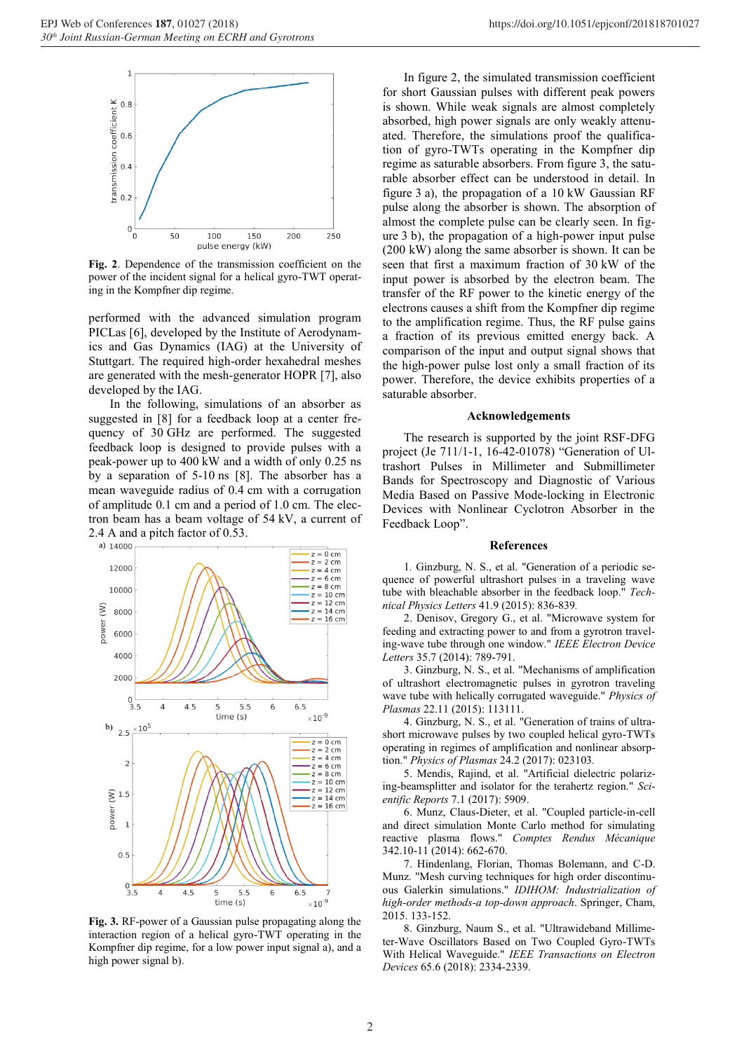transmission coefficient K

1

0.8

0.6

0.4

0.2

0

0 50 100 150 200 250

pulse energy (kW)

**Fig. 2**. Dependence of the transmission coefficient on the power of the incident signal for a helical gyro-TWT operating in the Kompfner dip regime.

performed with the advanced simulation program PICLas [6], developed by the Institute of Aerodynamics and Gas Dynamics (IAG) at the University of Stuttgart. The required high-order hexahedral meshes are generated with the mesh-generator HOPR [7], also developed by the IAG.

In the following, simulations of an absorber as suggested in [8] for a feedback loop at a center frequency of 30 GHz are performed. The suggested feedback loop is designed to provide pulses with a peak-power up to 400 kW and a width of only 0.25 ns by a separation of 5-10 ns [8]. The absorber has a mean waveguide radius of 0.4 cm with a corrugation of amplitude 0.1 cm and a period of 1.0 cm. The electron beam has a beam voltage of 54 kV, a current of 2.4 A and a pitch factor of 0.53.

a)

power (W)

14000

12000

10000

8000

6000

4000

2000

0

3.5 4 4.5 5 5.5 6 6.5

time (s) $\times 10^{-9}$

z = 0 cm
z = 2 cm
z = 4 cm
z = 6 cm
z = 8 cm
z = 10 cm
z = 12 cm
z = 14 cm
z = 16 cm

b)

power (W)

2.5 $\times 10^{5}$

2

1.5

1

0.5

0

3.5 4 4.5 5 5.5 6 6.5 7

time (s) $\times 10^{-9}$

z = 0 cm
z = 2 cm
z = 4 cm
z = 6 cm
z = 8 cm
z = 10 cm
z = 12 cm
z = 14 cm
z = 16 cm

**Fig. 3.** RF-power of a Gaussian pulse propagating along the interaction region of a helical gyro-TWT operating in the Kompfner dip regime, for a low power input signal a), and a high power signal b).

In figure 2, the simulated transmission coefficient for short Gaussian pulses with different peak powers is shown. While weak signals are almost completely absorbed, high power signals are only weakly attenuated. Therefore, the simulations proof the qualification of gyro-TWTs operating in the Kompfner dip regime as saturable absorbers. From figure 3, the saturable absorber effect can be understood in detail. In figure 3 a), the propagation of a 10 kW Gaussian RF pulse along the absorber is shown. The absorption of almost the complete pulse can be clearly seen. In figure 3 b), the propagation of a high-power input pulse (200 kW) along the same absorber is shown. It can be seen that first a maximum fraction of 30 kW of the input power is absorbed by the electron beam. The transfer of the RF power to the kinetic energy of the electrons causes a shift from the Kompfner dip regime to the amplification regime. Thus, the RF pulse gains a fraction of its previous emitted energy back. A comparison of the input and output signal shows that the high-power pulse lost only a small fraction of its power. Therefore, the device exhibits properties of a saturable absorber.

## Acknowledgements

The research is supported by the joint RSF-DFG project (Je 711/1-1, 16-42-01078) "Generation of Ultrashort Pulses in Millimeter and Submillimeter Bands for Spectroscopy and Diagnostic of Various Media Based on Passive Mode-locking in Electronic Devices with Nonlinear Cyclotron Absorber in the Feedback Loop".

## References

1. Ginzburg, N. S., et al. "Generation of a periodic sequence of powerful ultrashort pulses in a traveling wave tube with bleachable absorber in the feedback loop." *Technical Physics Letters* 41.9 (2015): 836-839.
2. Denisov, Gregory G., et al. "Microwave system for feeding and extracting power to and from a gyrotron traveling-wave tube through one window." *IEEE Electron Device Letters* 35.7 (2014): 789-791.
3. Ginzburg, N. S., et al. "Mechanisms of amplification of ultrashort electromagnetic pulses in gyrotron traveling wave tube with helically corrugated waveguide." *Physics of Plasmas* 22.11 (2015): 113111.
4. Ginzburg, N. S., et al. "Generation of trains of ultrashort microwave pulses by two coupled helical gyro-TWTs operating in regimes of amplification and nonlinear absorption." *Physics of Plasmas* 24.2 (2017): 023103.
5. Mendis, Rajind, et al. "Artificial dielectric polarizing-beamsplitter and isolator for the terahertz region." *Scientific Reports* 7.1 (2017): 5909.
6. Munz, Claus-Dieter, et al. "Coupled particle-in-cell and direct simulation Monte Carlo method for simulating reactive plasma flows." *Comptes Rendus Mécanique* 342.10-11 (2014): 662-670.
7. Hindenlang, Florian, Thomas Bolemann, and C-D. Munz. "Mesh curving techniques for high order discontinuous Galerkin simulations." *IDIHOM: Industrialization of high-order methods-a top-down approach*. Springer, Cham, 2015. 133-152.
8. Ginzburg, Naum S., et al. "Ultrawideband Millimeter-Wave Oscillators Based on Two Coupled Gyro-TWTs With Helical Waveguide." *IEEE Transactions on Electron Devices* 65.6 (2018): 2334-2339.